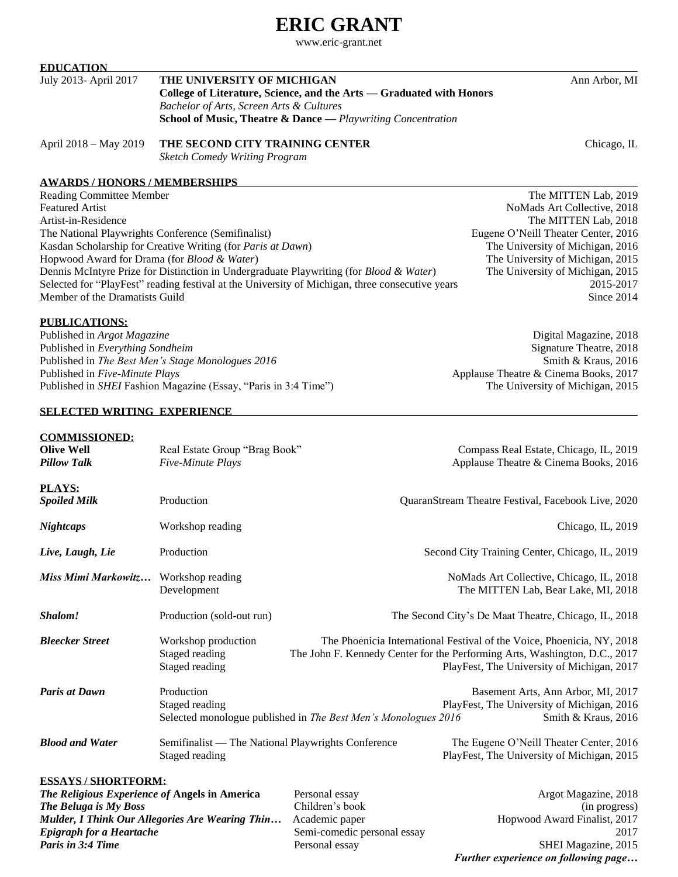# ERIC GRANT

www.eric-grant.net

## EDUCATION

July 2013- April 2017 — **THE UNIVERSITY OF MICHIGAN** — Ann Arbor, MI
**College of Literature, Science, and the Arts — Graduated with Honors**
*Bachelor of Arts, Screen Arts & Cultures*
**School of Music, Theatre & Dance —** *Playwriting Concentration*

April 2018 – May 2019 — **THE SECOND CITY TRAINING CENTER** — Chicago, IL
*Sketch Comedy Writing Program*

## AWARDS / HONORS / MEMBERSHIPS

| | |
|---|---|
| Reading Committee Member | The MITTEN Lab, 2019 |
| Featured Artist | NoMads Art Collective, 2018 |
| Artist-in-Residence | The MITTEN Lab, 2018 |
| The National Playwrights Conference (Semifinalist) | Eugene O'Neill Theater Center, 2016 |
| Kasdan Scholarship for Creative Writing (for *Paris at Dawn*) | The University of Michigan, 2016 |
| Hopwood Award for Drama (for *Blood & Water*) | The University of Michigan, 2015 |
| Dennis McIntyre Prize for Distinction in Undergraduate Playwriting (for *Blood & Water*) | The University of Michigan, 2015 |
| Selected for "PlayFest" reading festival at the University of Michigan, three consecutive years | 2015-2017 |
| Member of the Dramatists Guild | Since 2014 |

## PUBLICATIONS:

| | |
|---|---|
| Published in *Argot Magazine* | Digital Magazine, 2018 |
| Published in *Everything Sondheim* | Signature Theatre, 2018 |
| Published in *The Best Men's Stage Monologues 2016* | Smith & Kraus, 2016 |
| Published in *Five-Minute Plays* | Applause Theatre & Cinema Books, 2017 |
| Published in *SHEI* Fashion Magazine (Essay, "Paris in 3:4 Time") | The University of Michigan, 2015 |

## SELECTED WRITING EXPERIENCE

### COMMISSIONED:

| | | |
|---|---|---|
| **Olive Well** | Real Estate Group "Brag Book" | Compass Real Estate, Chicago, IL, 2019 |
| ***Pillow Talk*** | *Five-Minute Plays* | Applause Theatre & Cinema Books, 2016 |

### PLAYS:

| | | |
|---|---|---|
| ***Spoiled Milk*** | Production | QuaranStream Theatre Festival, Facebook Live, 2020 |
| ***Nightcaps*** | Workshop reading | Chicago, IL, 2019 |
| ***Live, Laugh, Lie*** | Production | Second City Training Center, Chicago, IL, 2019 |
| ***Miss Mimi Markowitz…*** | Workshop reading | NoMads Art Collective, Chicago, IL, 2018 |
| | Development | The MITTEN Lab, Bear Lake, MI, 2018 |
| ***Shalom!*** | Production (sold-out run) | The Second City's De Maat Theatre, Chicago, IL, 2018 |
| ***Bleecker Street*** | Workshop production | The Phoenicia International Festival of the Voice, Phoenicia, NY, 2018 |
| | Staged reading | The John F. Kennedy Center for the Performing Arts, Washington, D.C., 2017 |
| | Staged reading | PlayFest, The University of Michigan, 2017 |
| ***Paris at Dawn*** | Production | Basement Arts, Ann Arbor, MI, 2017 |
| | Staged reading | PlayFest, The University of Michigan, 2016 |
| | Selected monologue published in *The Best Men's Monologues 2016* | Smith & Kraus, 2016 |
| ***Blood and Water*** | Semifinalist — The National Playwrights Conference | The Eugene O'Neill Theater Center, 2016 |
| | Staged reading | PlayFest, The University of Michigan, 2015 |

### ESSAYS / SHORTFORM:

| | | |
|---|---|---|
| ***The Religious Experience of* Angels in America** | Personal essay | Argot Magazine, 2018 |
| ***The Beluga is My Boss*** | Children's book | (in progress) |
| ***Mulder, I Think Our Allegories Are Wearing Thin…*** | Academic paper | Hopwood Award Finalist, 2017 |
| ***Epigraph for a Heartache*** | Semi-comedic personal essay | 2017 |
| ***Paris in 3:4 Time*** | Personal essay | SHEI Magazine, 2015 |

***Further experience on following page…***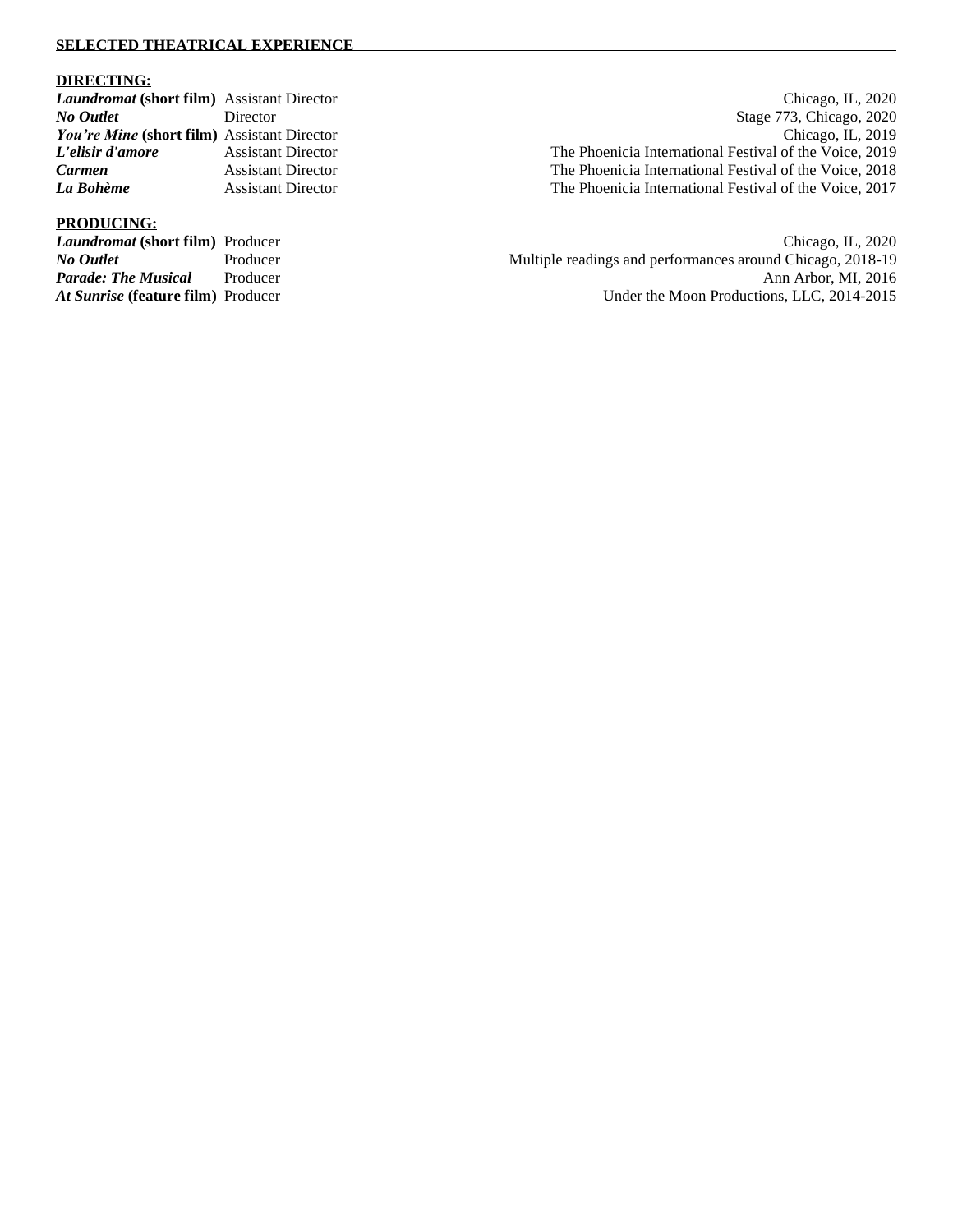## SELECTED THEATRICAL EXPERIENCE

**DIRECTING:**

| | | |
|---|---|---|
| ***Laundromat* (short film)** | Assistant Director | Chicago, IL, 2020 |
| ***No Outlet*** | Director | Stage 773, Chicago, 2020 |
| ***You're Mine* (short film)** | Assistant Director | Chicago, IL, 2019 |
| ***L'elisir d'amore*** | Assistant Director | The Phoenicia International Festival of the Voice, 2019 |
| ***Carmen*** | Assistant Director | The Phoenicia International Festival of the Voice, 2018 |
| ***La Bohème*** | Assistant Director | The Phoenicia International Festival of the Voice, 2017 |

**PRODUCING:**

| | | |
|---|---|---|
| ***Laundromat* (short film)** | Producer | Chicago, IL, 2020 |
| ***No Outlet*** | Producer | Multiple readings and performances around Chicago, 2018-19 |
| ***Parade: The Musical*** | Producer | Ann Arbor, MI, 2016 |
| ***At Sunrise* (feature film)** | Producer | Under the Moon Productions, LLC, 2014-2015 |